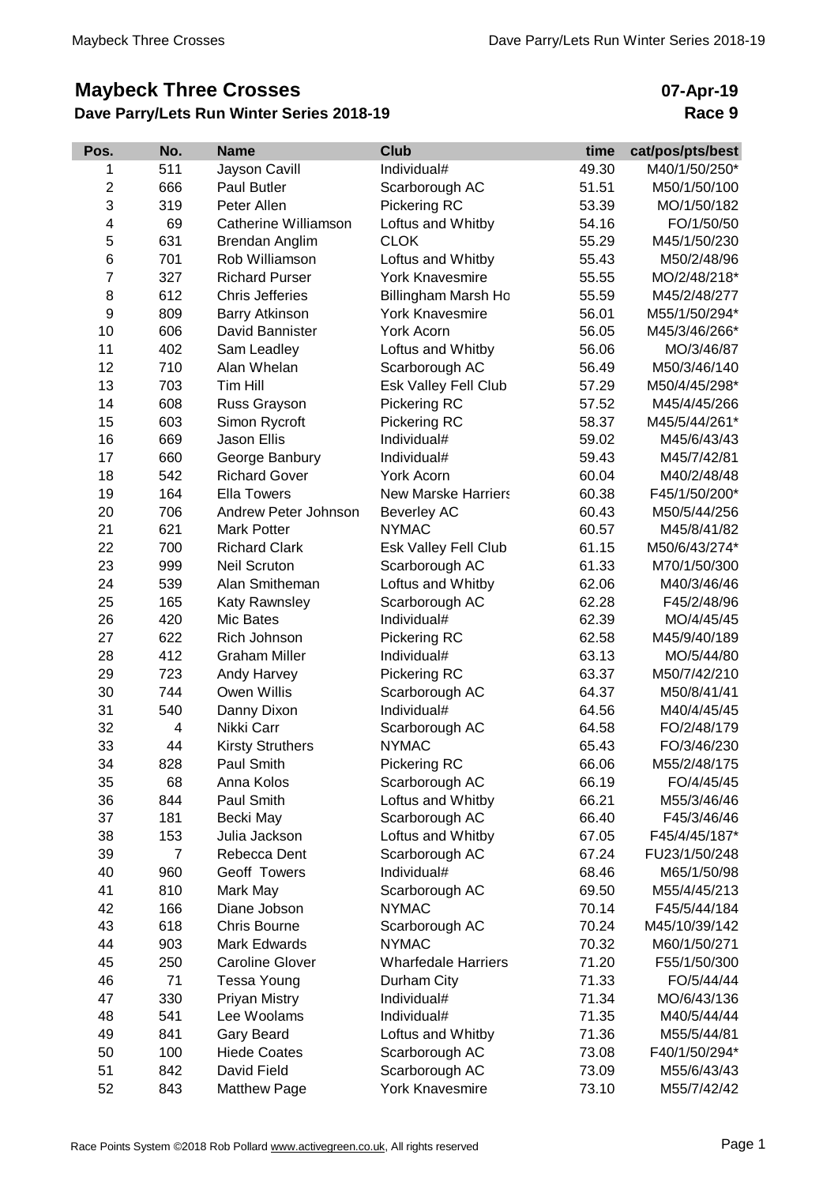# Maybeck Three Crosses

## 07-Apr-19

### Dave Parry/Lets Run Winter Series 2018-19

### Race 9

| Pos. | No. | Name | Club | time | cat/pos/pts/best |
|---|---|---|---|---|---|
| 1 | 511 | Jayson Cavill | Individual# | 49.30 | M40/1/50/250* |
| 2 | 666 | Paul Butler | Scarborough AC | 51.51 | M50/1/50/100 |
| 3 | 319 | Peter Allen | Pickering RC | 53.39 | MO/1/50/182 |
| 4 | 69 | Catherine Williamson | Loftus and Whitby | 54.16 | FO/1/50/50 |
| 5 | 631 | Brendan Anglim | CLOK | 55.29 | M45/1/50/230 |
| 6 | 701 | Rob Williamson | Loftus and Whitby | 55.43 | M50/2/48/96 |
| 7 | 327 | Richard Purser | York Knavesmire | 55.55 | MO/2/48/218* |
| 8 | 612 | Chris Jefferies | Billingham Marsh Ho | 55.59 | M45/2/48/277 |
| 9 | 809 | Barry Atkinson | York Knavesmire | 56.01 | M55/1/50/294* |
| 10 | 606 | David Bannister | York Acorn | 56.05 | M45/3/46/266* |
| 11 | 402 | Sam Leadley | Loftus and Whitby | 56.06 | MO/3/46/87 |
| 12 | 710 | Alan Whelan | Scarborough AC | 56.49 | M50/3/46/140 |
| 13 | 703 | Tim Hill | Esk Valley Fell Club | 57.29 | M50/4/45/298* |
| 14 | 608 | Russ Grayson | Pickering RC | 57.52 | M45/4/45/266 |
| 15 | 603 | Simon Rycroft | Pickering RC | 58.37 | M45/5/44/261* |
| 16 | 669 | Jason Ellis | Individual# | 59.02 | M45/6/43/43 |
| 17 | 660 | George Banbury | Individual# | 59.43 | M45/7/42/81 |
| 18 | 542 | Richard Gover | York Acorn | 60.04 | M40/2/48/48 |
| 19 | 164 | Ella Towers | New Marske Harriers | 60.38 | F45/1/50/200* |
| 20 | 706 | Andrew Peter Johnson | Beverley AC | 60.43 | M50/5/44/256 |
| 21 | 621 | Mark Potter | NYMAC | 60.57 | M45/8/41/82 |
| 22 | 700 | Richard Clark | Esk Valley Fell Club | 61.15 | M50/6/43/274* |
| 23 | 999 | Neil Scruton | Scarborough AC | 61.33 | M70/1/50/300 |
| 24 | 539 | Alan Smitheman | Loftus and Whitby | 62.06 | M40/3/46/46 |
| 25 | 165 | Katy Rawnsley | Scarborough AC | 62.28 | F45/2/48/96 |
| 26 | 420 | Mic Bates | Individual# | 62.39 | MO/4/45/45 |
| 27 | 622 | Rich Johnson | Pickering RC | 62.58 | M45/9/40/189 |
| 28 | 412 | Graham Miller | Individual# | 63.13 | MO/5/44/80 |
| 29 | 723 | Andy Harvey | Pickering RC | 63.37 | M50/7/42/210 |
| 30 | 744 | Owen Willis | Scarborough AC | 64.37 | M50/8/41/41 |
| 31 | 540 | Danny Dixon | Individual# | 64.56 | M40/4/45/45 |
| 32 | 4 | Nikki Carr | Scarborough AC | 64.58 | FO/2/48/179 |
| 33 | 44 | Kirsty Struthers | NYMAC | 65.43 | FO/3/46/230 |
| 34 | 828 | Paul Smith | Pickering RC | 66.06 | M55/2/48/175 |
| 35 | 68 | Anna Kolos | Scarborough AC | 66.19 | FO/4/45/45 |
| 36 | 844 | Paul Smith | Loftus and Whitby | 66.21 | M55/3/46/46 |
| 37 | 181 | Becki May | Scarborough AC | 66.40 | F45/3/46/46 |
| 38 | 153 | Julia Jackson | Loftus and Whitby | 67.05 | F45/4/45/187* |
| 39 | 7 | Rebecca Dent | Scarborough AC | 67.24 | FU23/1/50/248 |
| 40 | 960 | Geoff Towers | Individual# | 68.46 | M65/1/50/98 |
| 41 | 810 | Mark May | Scarborough AC | 69.50 | M55/4/45/213 |
| 42 | 166 | Diane Jobson | NYMAC | 70.14 | F45/5/44/184 |
| 43 | 618 | Chris Bourne | Scarborough AC | 70.24 | M45/10/39/142 |
| 44 | 903 | Mark Edwards | NYMAC | 70.32 | M60/1/50/271 |
| 45 | 250 | Caroline Glover | Wharfedale Harriers | 71.20 | F55/1/50/300 |
| 46 | 71 | Tessa Young | Durham City | 71.33 | FO/5/44/44 |
| 47 | 330 | Priyan Mistry | Individual# | 71.34 | MO/6/43/136 |
| 48 | 541 | Lee Woolams | Individual# | 71.35 | M40/5/44/44 |
| 49 | 841 | Gary Beard | Loftus and Whitby | 71.36 | M55/5/44/81 |
| 50 | 100 | Hiede Coates | Scarborough AC | 73.08 | F40/1/50/294* |
| 51 | 842 | David Field | Scarborough AC | 73.09 | M55/6/43/43 |
| 52 | 843 | Matthew Page | York Knavesmire | 73.10 | M55/7/42/42 |

Race Points System ©2018 Rob Pollard www.activegreen.co.uk, All rights reserved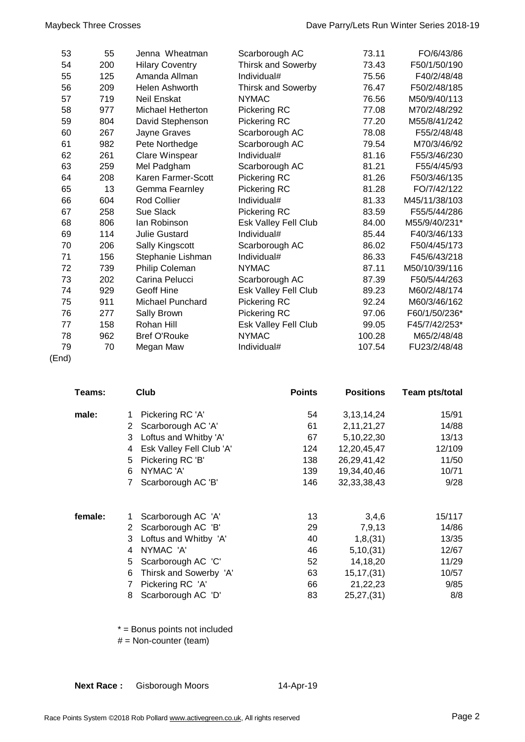| | | | | | |
|---|---|---|---|---|---|
| 53 | 55 | Jenna Wheatman | Scarborough AC | 73.11 | FO/6/43/86 |
| 54 | 200 | Hilary Coventry | Thirsk and Sowerby | 73.43 | F50/1/50/190 |
| 55 | 125 | Amanda Allman | Individual# | 75.56 | F40/2/48/48 |
| 56 | 209 | Helen Ashworth | Thirsk and Sowerby | 76.47 | F50/2/48/185 |
| 57 | 719 | Neil Enskat | NYMAC | 76.56 | M50/9/40/113 |
| 58 | 977 | Michael Hetherton | Pickering RC | 77.08 | M70/2/48/292 |
| 59 | 804 | David Stephenson | Pickering RC | 77.20 | M55/8/41/242 |
| 60 | 267 | Jayne Graves | Scarborough AC | 78.08 | F55/2/48/48 |
| 61 | 982 | Pete Northedge | Scarborough AC | 79.54 | M70/3/46/92 |
| 62 | 261 | Clare Winspear | Individual# | 81.16 | F55/3/46/230 |
| 63 | 259 | Mel Padgham | Scarborough AC | 81.21 | F55/4/45/93 |
| 64 | 208 | Karen Farmer-Scott | Pickering RC | 81.26 | F50/3/46/135 |
| 65 | 13 | Gemma Fearnley | Pickering RC | 81.28 | FO/7/42/122 |
| 66 | 604 | Rod Collier | Individual# | 81.33 | M45/11/38/103 |
| 67 | 258 | Sue Slack | Pickering RC | 83.59 | F55/5/44/286 |
| 68 | 806 | Ian Robinson | Esk Valley Fell Club | 84.00 | M55/9/40/231* |
| 69 | 114 | Julie Gustard | Individual# | 85.44 | F40/3/46/133 |
| 70 | 206 | Sally Kingscott | Scarborough AC | 86.02 | F50/4/45/173 |
| 71 | 156 | Stephanie Lishman | Individual# | 86.33 | F45/6/43/218 |
| 72 | 739 | Philip Coleman | NYMAC | 87.11 | M50/10/39/116 |
| 73 | 202 | Carina Pelucci | Scarborough AC | 87.39 | F50/5/44/263 |
| 74 | 929 | Geoff Hine | Esk Valley Fell Club | 89.23 | M60/2/48/174 |
| 75 | 911 | Michael Punchard | Pickering RC | 92.24 | M60/3/46/162 |
| 76 | 277 | Sally Brown | Pickering RC | 97.06 | F60/1/50/236* |
| 77 | 158 | Rohan Hill | Esk Valley Fell Club | 99.05 | F45/7/42/253* |
| 78 | 962 | Bref O'Rouke | NYMAC | 100.28 | M65/2/48/48 |
| 79 | 70 | Megan Maw | Individual# | 107.54 | FU23/2/48/48 |

(End)

| Teams: | | Club | Points | Positions | Team pts/total |
|---|---|---|---|---|---|
| male: | 1 | Pickering RC 'A' | 54 | 3,13,14,24 | 15/91 |
| | 2 | Scarborough AC 'A' | 61 | 2,11,21,27 | 14/88 |
| | 3 | Loftus and Whitby 'A' | 67 | 5,10,22,30 | 13/13 |
| | 4 | Esk Valley Fell Club 'A' | 124 | 12,20,45,47 | 12/109 |
| | 5 | Pickering RC 'B' | 138 | 26,29,41,42 | 11/50 |
| | 6 | NYMAC 'A' | 139 | 19,34,40,46 | 10/71 |
| | 7 | Scarborough AC 'B' | 146 | 32,33,38,43 | 9/28 |
| female: | 1 | Scarborough AC 'A' | 13 | 3,4,6 | 15/117 |
| | 2 | Scarborough AC 'B' | 29 | 7,9,13 | 14/86 |
| | 3 | Loftus and Whitby 'A' | 40 | 1,8,(31) | 13/35 |
| | 4 | NYMAC 'A' | 46 | 5,10,(31) | 12/67 |
| | 5 | Scarborough AC 'C' | 52 | 14,18,20 | 11/29 |
| | 6 | Thirsk and Sowerby 'A' | 63 | 15,17,(31) | 10/57 |
| | 7 | Pickering RC 'A' | 66 | 21,22,23 | 9/85 |
| | 8 | Scarborough AC 'D' | 83 | 25,27,(31) | 8/8 |

* = Bonus points not included
# = Non-counter (team)

**Next Race :** Gisborough Moors 14-Apr-19

Race Points System ©2018 Rob Pollard www.activegreen.co.uk, All rights reserved